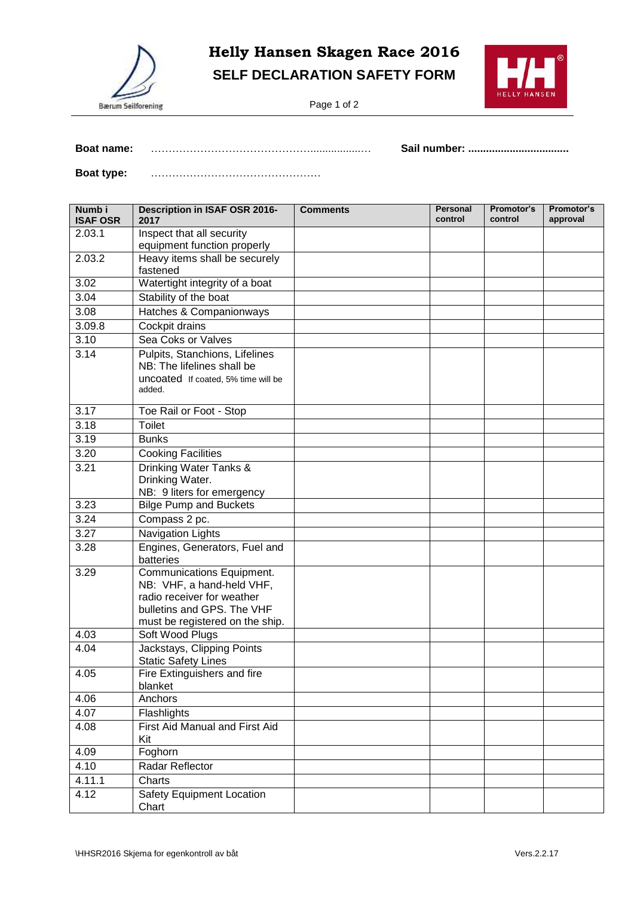# Helly Hansen Skagen Race 2016

## SELF DECLARATION SAFETY FORM

**Boat name:** ……………………………………….................… **Sail number:** .................................

**Boat type:** …………………………………………

| Numb i ISAF OSR | Description in ISAF OSR 2016-2017 | Comments | Personal control | Promotor's control | Promotor's approval |
|---|---|---|---|---|---|
| 2.03.1 | Inspect that all security equipment function properly | | | | |
| 2.03.2 | Heavy items shall be securely fastened | | | | |
| 3.02 | Watertight integrity of a boat | | | | |
| 3.04 | Stability of the boat | | | | |
| 3.08 | Hatches & Companionways | | | | |
| 3.09.8 | Cockpit drains | | | | |
| 3.10 | Sea Coks or Valves | | | | |
| 3.14 | Pulpits, Stanchions, Lifelines NB: The lifelines shall be uncoated If coated, 5% time will be added. | | | | |
| 3.17 | Toe Rail or Foot - Stop | | | | |
| 3.18 | Toilet | | | | |
| 3.19 | Bunks | | | | |
| 3.20 | Cooking Facilities | | | | |
| 3.21 | Drinking Water Tanks & Drinking Water. NB: 9 liters for emergency | | | | |
| 3.23 | Bilge Pump and Buckets | | | | |
| 3.24 | Compass 2 pc. | | | | |
| 3.27 | Navigation Lights | | | | |
| 3.28 | Engines, Generators, Fuel and batteries | | | | |
| 3.29 | Communications Equipment. NB: VHF, a hand-held VHF, radio receiver for weather bulletins and GPS. The VHF must be registered on the ship. | | | | |
| 4.03 | Soft Wood Plugs | | | | |
| 4.04 | Jackstays, Clipping Points Static Safety Lines | | | | |
| 4.05 | Fire Extinguishers and fire blanket | | | | |
| 4.06 | Anchors | | | | |
| 4.07 | Flashlights | | | | |
| 4.08 | First Aid Manual and First Aid Kit | | | | |
| 4.09 | Foghorn | | | | |
| 4.10 | Radar Reflector | | | | |
| 4.11.1 | Charts | | | | |
| 4.12 | Safety Equipment Location Chart | | | | |

\HHSR2016 Skjema for egenkontroll av båt Vers.2.2.17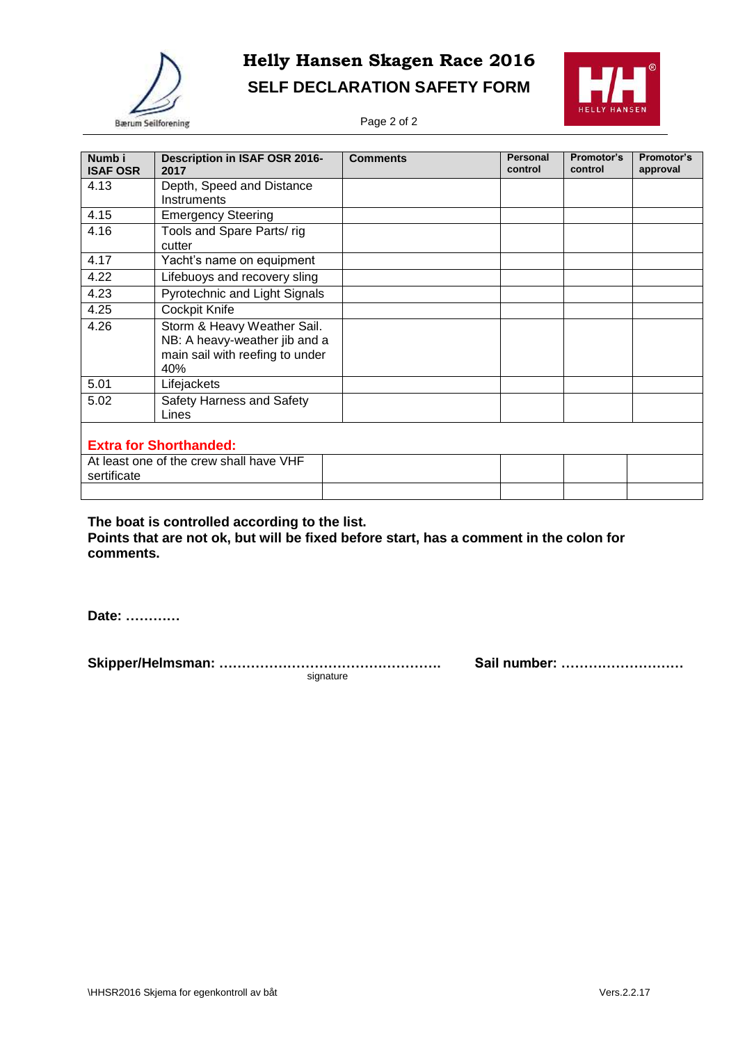# Helly Hansen Skagen Race 2016

## SELF DECLARATION SAFETY FORM

| Numb i ISAF OSR | Description in ISAF OSR 2016-2017 | Comments | Personal control | Promotor's control | Promotor's approval |
|---|---|---|---|---|---|
| 4.13 | Depth, Speed and Distance Instruments | | | | |
| 4.15 | Emergency Steering | | | | |
| 4.16 | Tools and Spare Parts/ rig cutter | | | | |
| 4.17 | Yacht's name on equipment | | | | |
| 4.22 | Lifebuoys and recovery sling | | | | |
| 4.23 | Pyrotechnic and Light Signals | | | | |
| 4.25 | Cockpit Knife | | | | |
| 4.26 | Storm & Heavy Weather Sail. NB: A heavy-weather jib and a main sail with reefing to under 40% | | | | |
| 5.01 | Lifejackets | | | | |
| 5.02 | Safety Harness and Safety Lines | | | | |
| **Extra for Shorthanded:** | | | | | |
| At least one of the crew shall have VHF sertificate | | | | | |
| | | | | | |

**The boat is controlled according to the list.**
**Points that are not ok, but will be fixed before start, has a comment in the colon for comments.**

**Date: …………**

**Skipper/Helmsman: ………………………………………….** signature **Sail number: ………………………**

\HHSR2016 Skjema for egenkontroll av båt Vers.2.2.17